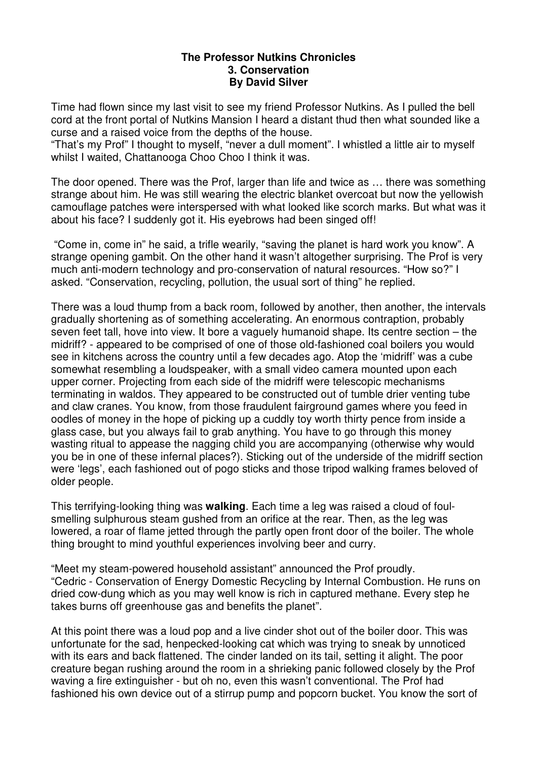**The Professor Nutkins Chronicles**
**3. Conservation**
**By David Silver**

Time had flown since my last visit to see my friend Professor Nutkins. As I pulled the bell cord at the front portal of Nutkins Mansion I heard a distant thud then what sounded like a curse and a raised voice from the depths of the house.
"That's my Prof" I thought to myself, "never a dull moment". I whistled a little air to myself whilst I waited, Chattanooga Choo Choo I think it was.

The door opened. There was the Prof, larger than life and twice as … there was something strange about him. He was still wearing the electric blanket overcoat but now the yellowish camouflage patches were interspersed with what looked like scorch marks. But what was it about his face? I suddenly got it. His eyebrows had been singed off!

"Come in, come in" he said, a trifle wearily, "saving the planet is hard work you know". A strange opening gambit. On the other hand it wasn't altogether surprising. The Prof is very much anti-modern technology and pro-conservation of natural resources. "How so?" I asked. "Conservation, recycling, pollution, the usual sort of thing" he replied.

There was a loud thump from a back room, followed by another, then another, the intervals gradually shortening as of something accelerating. An enormous contraption, probably seven feet tall, hove into view. It bore a vaguely humanoid shape. Its centre section – the midriff? - appeared to be comprised of one of those old-fashioned coal boilers you would see in kitchens across the country until a few decades ago. Atop the 'midriff' was a cube somewhat resembling a loudspeaker, with a small video camera mounted upon each upper corner. Projecting from each side of the midriff were telescopic mechanisms terminating in waldos. They appeared to be constructed out of tumble drier venting tube and claw cranes. You know, from those fraudulent fairground games where you feed in oodles of money in the hope of picking up a cuddly toy worth thirty pence from inside a glass case, but you always fail to grab anything. You have to go through this money wasting ritual to appease the nagging child you are accompanying (otherwise why would you be in one of these infernal places?). Sticking out of the underside of the midriff section were 'legs', each fashioned out of pogo sticks and those tripod walking frames beloved of older people.

This terrifying-looking thing was **walking**. Each time a leg was raised a cloud of foul-smelling sulphurous steam gushed from an orifice at the rear. Then, as the leg was lowered, a roar of flame jetted through the partly open front door of the boiler. The whole thing brought to mind youthful experiences involving beer and curry.

"Meet my steam-powered household assistant" announced the Prof proudly.
"Cedric - Conservation of Energy Domestic Recycling by Internal Combustion. He runs on dried cow-dung which as you may well know is rich in captured methane. Every step he takes burns off greenhouse gas and benefits the planet".

At this point there was a loud pop and a live cinder shot out of the boiler door. This was unfortunate for the sad, henpecked-looking cat which was trying to sneak by unnoticed with its ears and back flattened. The cinder landed on its tail, setting it alight. The poor creature began rushing around the room in a shrieking panic followed closely by the Prof waving a fire extinguisher - but oh no, even this wasn't conventional. The Prof had fashioned his own device out of a stirrup pump and popcorn bucket. You know the sort of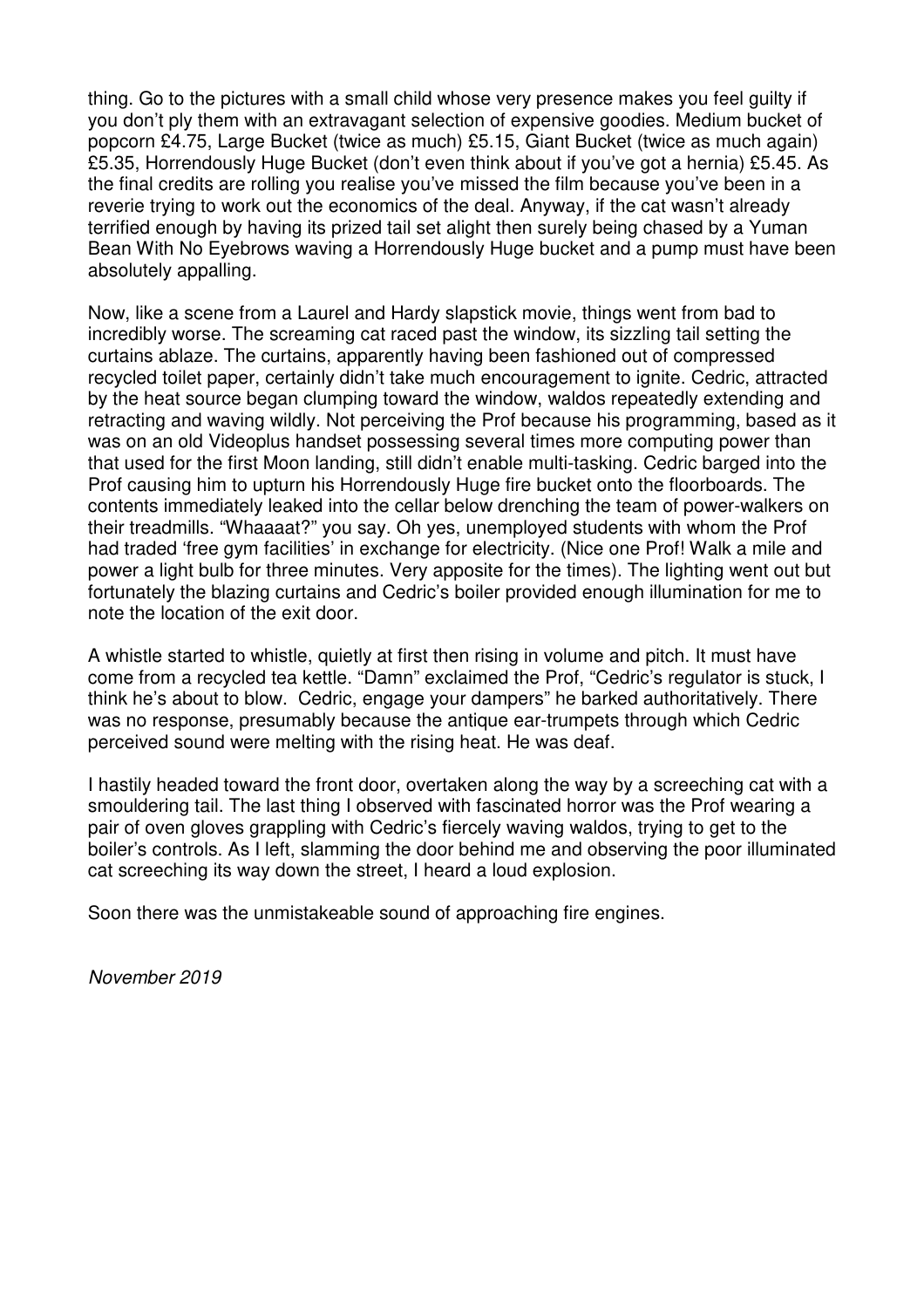thing. Go to the pictures with a small child whose very presence makes you feel guilty if you don't ply them with an extravagant selection of expensive goodies. Medium bucket of popcorn £4.75, Large Bucket (twice as much) £5.15, Giant Bucket (twice as much again) £5.35, Horrendously Huge Bucket (don't even think about if you've got a hernia) £5.45. As the final credits are rolling you realise you've missed the film because you've been in a reverie trying to work out the economics of the deal. Anyway, if the cat wasn't already terrified enough by having its prized tail set alight then surely being chased by a Yuman Bean With No Eyebrows waving a Horrendously Huge bucket and a pump must have been absolutely appalling.

Now, like a scene from a Laurel and Hardy slapstick movie, things went from bad to incredibly worse. The screaming cat raced past the window, its sizzling tail setting the curtains ablaze. The curtains, apparently having been fashioned out of compressed recycled toilet paper, certainly didn't take much encouragement to ignite. Cedric, attracted by the heat source began clumping toward the window, waldos repeatedly extending and retracting and waving wildly. Not perceiving the Prof because his programming, based as it was on an old Videoplus handset possessing several times more computing power than that used for the first Moon landing, still didn't enable multi-tasking. Cedric barged into the Prof causing him to upturn his Horrendously Huge fire bucket onto the floorboards. The contents immediately leaked into the cellar below drenching the team of power-walkers on their treadmills. "Whaaaat?" you say. Oh yes, unemployed students with whom the Prof had traded 'free gym facilities' in exchange for electricity. (Nice one Prof! Walk a mile and power a light bulb for three minutes. Very apposite for the times). The lighting went out but fortunately the blazing curtains and Cedric's boiler provided enough illumination for me to note the location of the exit door.

A whistle started to whistle, quietly at first then rising in volume and pitch. It must have come from a recycled tea kettle. "Damn" exclaimed the Prof, "Cedric's regulator is stuck, I think he's about to blow. Cedric, engage your dampers" he barked authoritatively. There was no response, presumably because the antique ear-trumpets through which Cedric perceived sound were melting with the rising heat. He was deaf.

I hastily headed toward the front door, overtaken along the way by a screeching cat with a smouldering tail. The last thing I observed with fascinated horror was the Prof wearing a pair of oven gloves grappling with Cedric's fiercely waving waldos, trying to get to the boiler's controls. As I left, slamming the door behind me and observing the poor illuminated cat screeching its way down the street, I heard a loud explosion.

Soon there was the unmistakeable sound of approaching fire engines.

*November 2019*